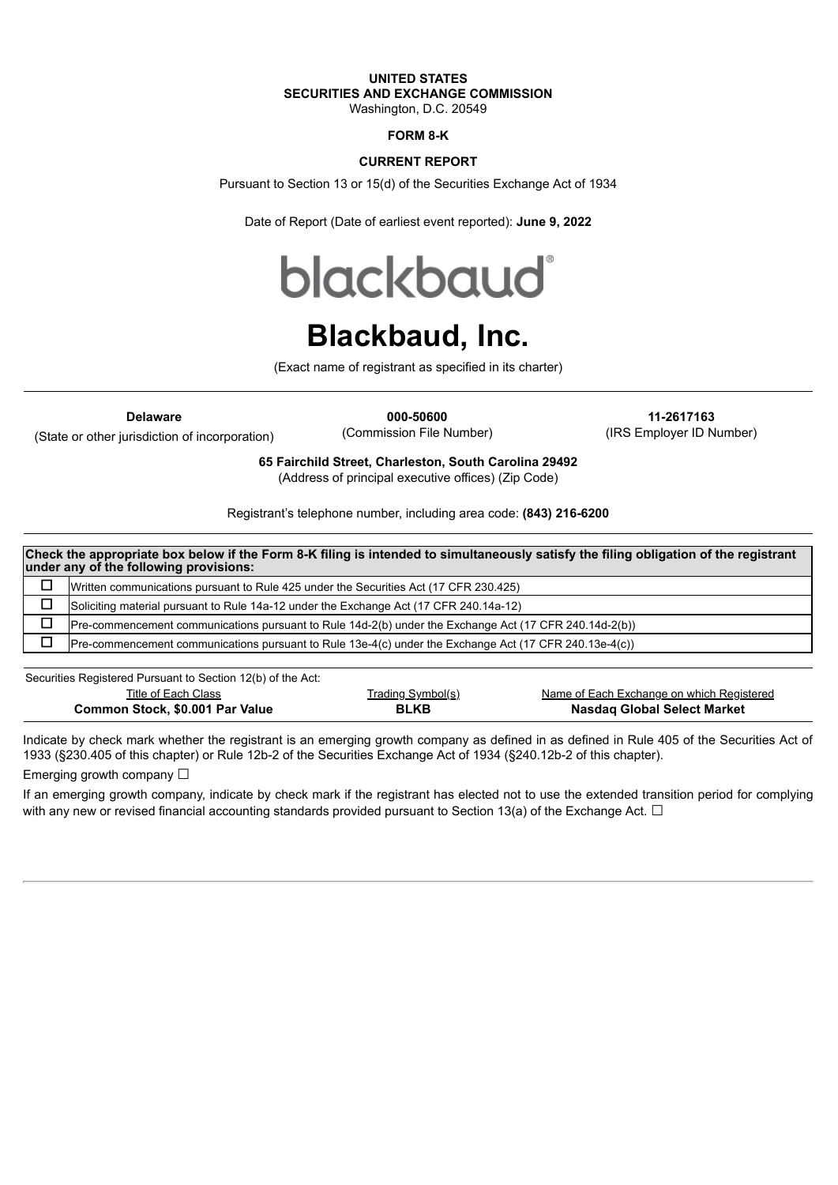**UNITED STATES**
**SECURITIES AND EXCHANGE COMMISSION**
Washington, D.C. 20549

**FORM 8-K**

**CURRENT REPORT**

Pursuant to Section 13 or 15(d) of the Securities Exchange Act of 1934

Date of Report (Date of earliest event reported): **June 9, 2022**

blackbaud®

# Blackbaud, Inc.

(Exact name of registrant as specified in its charter)

| **Delaware** | **000-50600** | **11-2617163** |
|---|---|---|
| (State or other jurisdiction of incorporation) | (Commission File Number) | (IRS Employer ID Number) |

**65 Fairchild Street, Charleston, South Carolina 29492**
(Address of principal executive offices) (Zip Code)

Registrant's telephone number, including area code: **(843) 216-6200**

**Check the appropriate box below if the Form 8-K filing is intended to simultaneously satisfy the filing obligation of the registrant under any of the following provisions:**

| | |
|---|---|
| ☐ | Written communications pursuant to Rule 425 under the Securities Act (17 CFR 230.425) |
| ☐ | Soliciting material pursuant to Rule 14a-12 under the Exchange Act (17 CFR 240.14a-12) |
| ☐ | Pre-commencement communications pursuant to Rule 14d-2(b) under the Exchange Act (17 CFR 240.14d-2(b)) |
| ☐ | Pre-commencement communications pursuant to Rule 13e-4(c) under the Exchange Act (17 CFR 240.13e-4(c)) |

Securities Registered Pursuant to Section 12(b) of the Act:

| Title of Each Class | Trading Symbol(s) | Name of Each Exchange on which Registered |
|---|---|---|
| **Common Stock, $0.001 Par Value** | **BLKB** | **Nasdaq Global Select Market** |

Indicate by check mark whether the registrant is an emerging growth company as defined in as defined in Rule 405 of the Securities Act of 1933 (§230.405 of this chapter) or Rule 12b-2 of the Securities Exchange Act of 1934 (§240.12b-2 of this chapter).

Emerging growth company ☐

If an emerging growth company, indicate by check mark if the registrant has elected not to use the extended transition period for complying with any new or revised financial accounting standards provided pursuant to Section 13(a) of the Exchange Act. ☐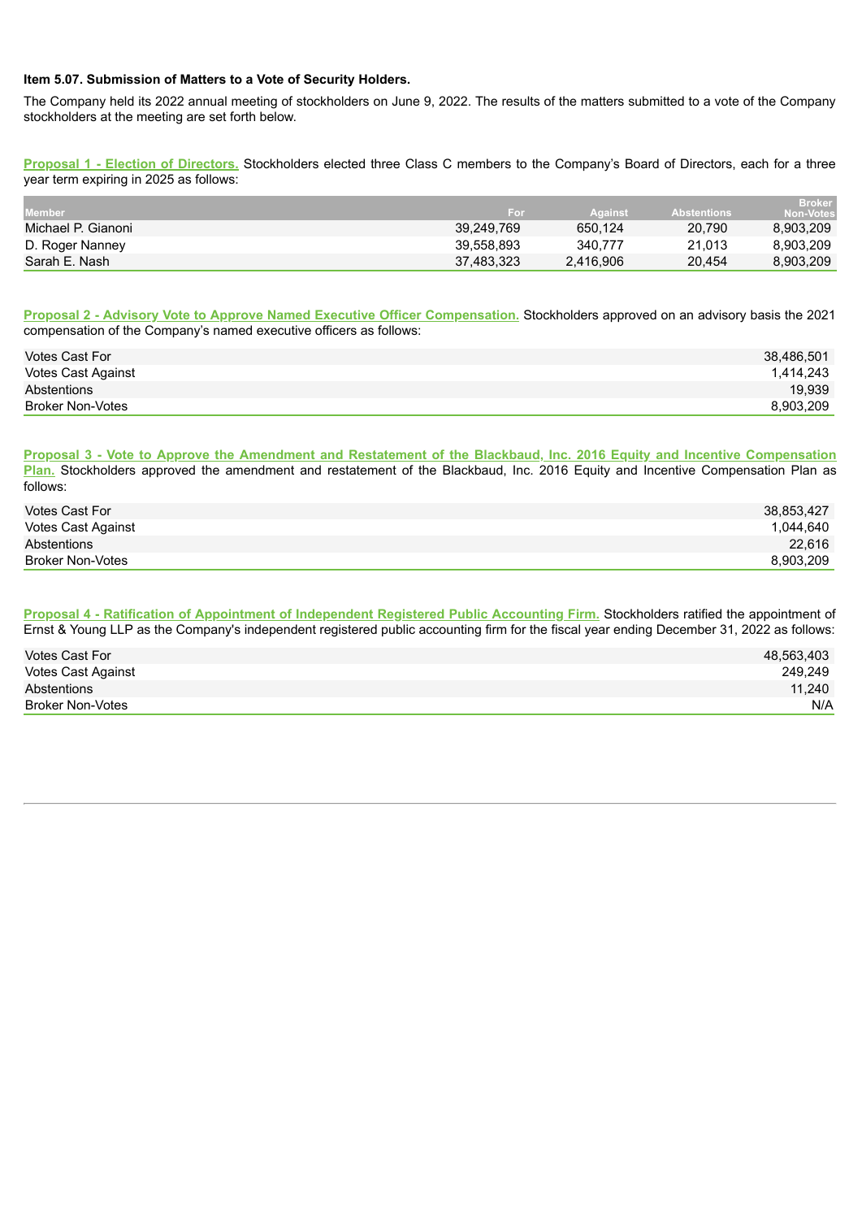**Item 5.07. Submission of Matters to a Vote of Security Holders.**

The Company held its 2022 annual meeting of stockholders on June 9, 2022. The results of the matters submitted to a vote of the Company stockholders at the meeting are set forth below.

**Proposal 1 - Election of Directors.** Stockholders elected three Class C members to the Company's Board of Directors, each for a three year term expiring in 2025 as follows:

| Member | For | Against | Abstentions | Broker Non-Votes |
|---|---|---|---|---|
| Michael P. Gianoni | 39,249,769 | 650,124 | 20,790 | 8,903,209 |
| D. Roger Nanney | 39,558,893 | 340,777 | 21,013 | 8,903,209 |
| Sarah E. Nash | 37,483,323 | 2,416,906 | 20,454 | 8,903,209 |

**Proposal 2 - Advisory Vote to Approve Named Executive Officer Compensation.** Stockholders approved on an advisory basis the 2021 compensation of the Company's named executive officers as follows:

| | |
|---|---|
| Votes Cast For | 38,486,501 |
| Votes Cast Against | 1,414,243 |
| Abstentions | 19,939 |
| Broker Non-Votes | 8,903,209 |

**Proposal 3 - Vote to Approve the Amendment and Restatement of the Blackbaud, Inc. 2016 Equity and Incentive Compensation Plan.** Stockholders approved the amendment and restatement of the Blackbaud, Inc. 2016 Equity and Incentive Compensation Plan as follows:

| | |
|---|---|
| Votes Cast For | 38,853,427 |
| Votes Cast Against | 1,044,640 |
| Abstentions | 22,616 |
| Broker Non-Votes | 8,903,209 |

**Proposal 4 - Ratification of Appointment of Independent Registered Public Accounting Firm.** Stockholders ratified the appointment of Ernst & Young LLP as the Company's independent registered public accounting firm for the fiscal year ending December 31, 2022 as follows:

| | |
|---|---|
| Votes Cast For | 48,563,403 |
| Votes Cast Against | 249,249 |
| Abstentions | 11,240 |
| Broker Non-Votes | N/A |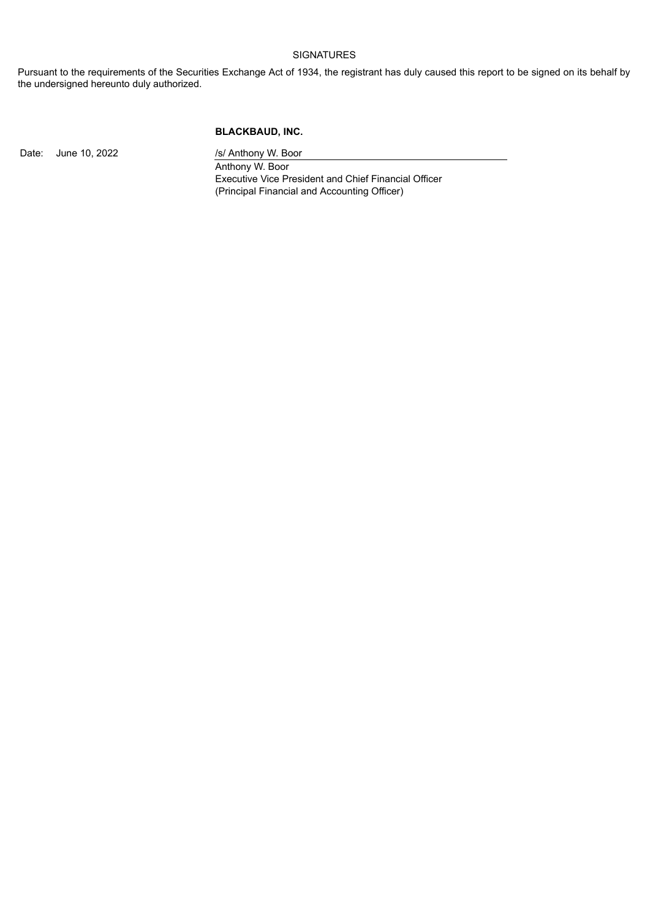SIGNATURES

Pursuant to the requirements of the Securities Exchange Act of 1934, the registrant has duly caused this report to be signed on its behalf by the undersigned hereunto duly authorized.

**BLACKBAUD, INC.**

Date: June 10, 2022

/s/ Anthony W. Boor

Anthony W. Boor
Executive Vice President and Chief Financial Officer
(Principal Financial and Accounting Officer)